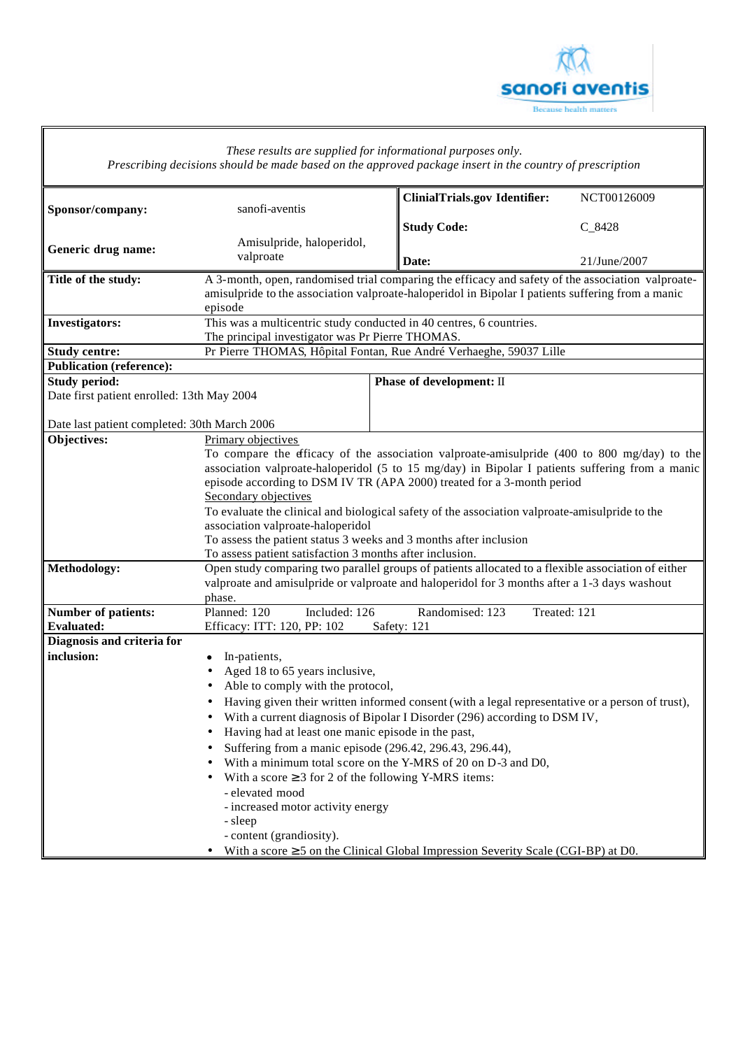*These results are supplied for informational purposes only.*
*Prescribing decisions should be made based on the approved package insert in the country of prescription*

| | | | |
|---|---|---|---|
| **Sponsor/company:** | sanofi-aventis | **ClinialTrials.gov Identifier:** | NCT00126009 |
| | | **Study Code:** | C_8428 |
| **Generic drug name:** | Amisulpride, haloperidol, valproate | **Date:** | 21/June/2007 |

| | |
|---|---|
| **Title of the study:** | A 3-month, open, randomised trial comparing the efficacy and safety of the association valproate-amisulpride to the association valproate-haloperidol in Bipolar I patients suffering from a manic episode |
| **Investigators:** | This was a multicentric study conducted in 40 centres, 6 countries. The principal investigator was Pr Pierre THOMAS. |
| **Study centre:** | Pr Pierre THOMAS, Hôpital Fontan, Rue André Verhaeghe, 59037 Lille |
| **Publication (reference):** | |

| | |
|---|---|
| **Study period:** Date first patient enrolled: 13th May 2004 Date last patient completed: 30th March 2006 | **Phase of development:** II |

**Objectives:**

<u>Primary objectives</u>

To compare the efficacy of the association valproate-amisulpride (400 to 800 mg/day) to the association valproate-haloperidol (5 to 15 mg/day) in Bipolar I patients suffering from a manic episode according to DSM IV TR (APA 2000) treated for a 3-month period

<u>Secondary objectives</u>

To evaluate the clinical and biological safety of the association valproate-amisulpride to the association valproate-haloperidol

To assess the patient status 3 weeks and 3 months after inclusion

To assess patient satisfaction 3 months after inclusion.

**Methodology:** Open study comparing two parallel groups of patients allocated to a flexible association of either valproate and amisulpride or valproate and haloperidol for 3 months after a 1-3 days washout phase.

| | | | | |
|---|---|---|---|---|
| **Number of patients:** | Planned: 120 | Included: 126 | Randomised: 123 | Treated: 121 |
| **Evaluated:** | Efficacy: ITT: 120, PP: 102 | | Safety: 121 | |

**Diagnosis and criteria for inclusion:**

- In-patients,
- Aged 18 to 65 years inclusive,
- Able to comply with the protocol,
- Having given their written informed consent (with a legal representative or a person of trust),
- With a current diagnosis of Bipolar I Disorder (296) according to DSM IV,
- Having had at least one manic episode in the past,
- Suffering from a manic episode (296.42, 296.43, 296.44),
- With a minimum total score on the Y-MRS of 20 on D-3 and D0,
- With a score ≥3 for 2 of the following Y-MRS items:
  - elevated mood
  - increased motor activity energy
  - sleep
  - content (grandiosity).
- With a score ≥5 on the Clinical Global Impression Severity Scale (CGI-BP) at D0.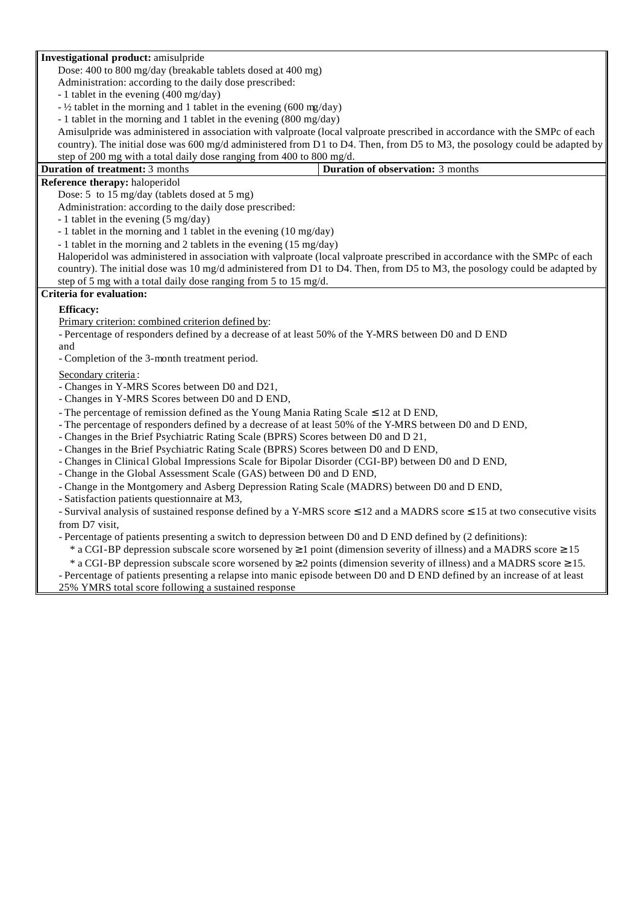**Investigational product:** amisulpride

Dose: 400 to 800 mg/day (breakable tablets dosed at 400 mg)

Administration: according to the daily dose prescribed:

- 1 tablet in the evening (400 mg/day)
- ½ tablet in the morning and 1 tablet in the evening (600 mg/day)
- 1 tablet in the morning and 1 tablet in the evening (800 mg/day)

Amisulpride was administered in association with valproate (local valproate prescribed in accordance with the SMPc of each country). The initial dose was 600 mg/d administered from D1 to D4. Then, from D5 to M3, the posology could be adapted by step of 200 mg with a total daily dose ranging from 400 to 800 mg/d.

| **Duration of treatment:** 3 months | **Duration of observation:** 3 months |
|---|---|

**Reference therapy:** haloperidol

Dose: 5 to 15 mg/day (tablets dosed at 5 mg)

Administration: according to the daily dose prescribed:

- 1 tablet in the evening (5 mg/day)
- 1 tablet in the morning and 1 tablet in the evening (10 mg/day)
- 1 tablet in the morning and 2 tablets in the evening (15 mg/day)

Haloperidol was administered in association with valproate (local valproate prescribed in accordance with the SMPc of each country). The initial dose was 10 mg/d administered from D1 to D4. Then, from D5 to M3, the posology could be adapted by step of 5 mg with a total daily dose ranging from 5 to 15 mg/d.

**Criteria for evaluation:**

**Efficacy:**

Primary criterion: combined criterion defined by:

- Percentage of responders defined by a decrease of at least 50% of the Y-MRS between D0 and D END

and

- Completion of the 3-month treatment period.

Secondary criteria:

- Changes in Y-MRS Scores between D0 and D21,
- Changes in Y-MRS Scores between D0 and D END,
- The percentage of remission defined as the Young Mania Rating Scale ≤ 12 at D END,
- The percentage of responders defined by a decrease of at least 50% of the Y-MRS between D0 and D END,
- Changes in the Brief Psychiatric Rating Scale (BPRS) Scores between D0 and D 21,
- Changes in the Brief Psychiatric Rating Scale (BPRS) Scores between D0 and D END,
- Changes in Clinical Global Impressions Scale for Bipolar Disorder (CGI-BP) between D0 and D END,
- Change in the Global Assessment Scale (GAS) between D0 and D END,
- Change in the Montgomery and Asberg Depression Rating Scale (MADRS) between D0 and D END,
- Satisfaction patients questionnaire at M3,
- Survival analysis of sustained response defined by a Y-MRS score ≤ 12 and a MADRS score ≤ 15 at two consecutive visits from D7 visit,
- Percentage of patients presenting a switch to depression between D0 and D END defined by (2 definitions):
  * a CGI-BP depression subscale score worsened by ≥ 1 point (dimension severity of illness) and a MADRS score ≥ 15
  * a CGI-BP depression subscale score worsened by ≥ 2 points (dimension severity of illness) and a MADRS score ≥ 15.
- Percentage of patients presenting a relapse into manic episode between D0 and D END defined by an increase of at least 25% YMRS total score following a sustained response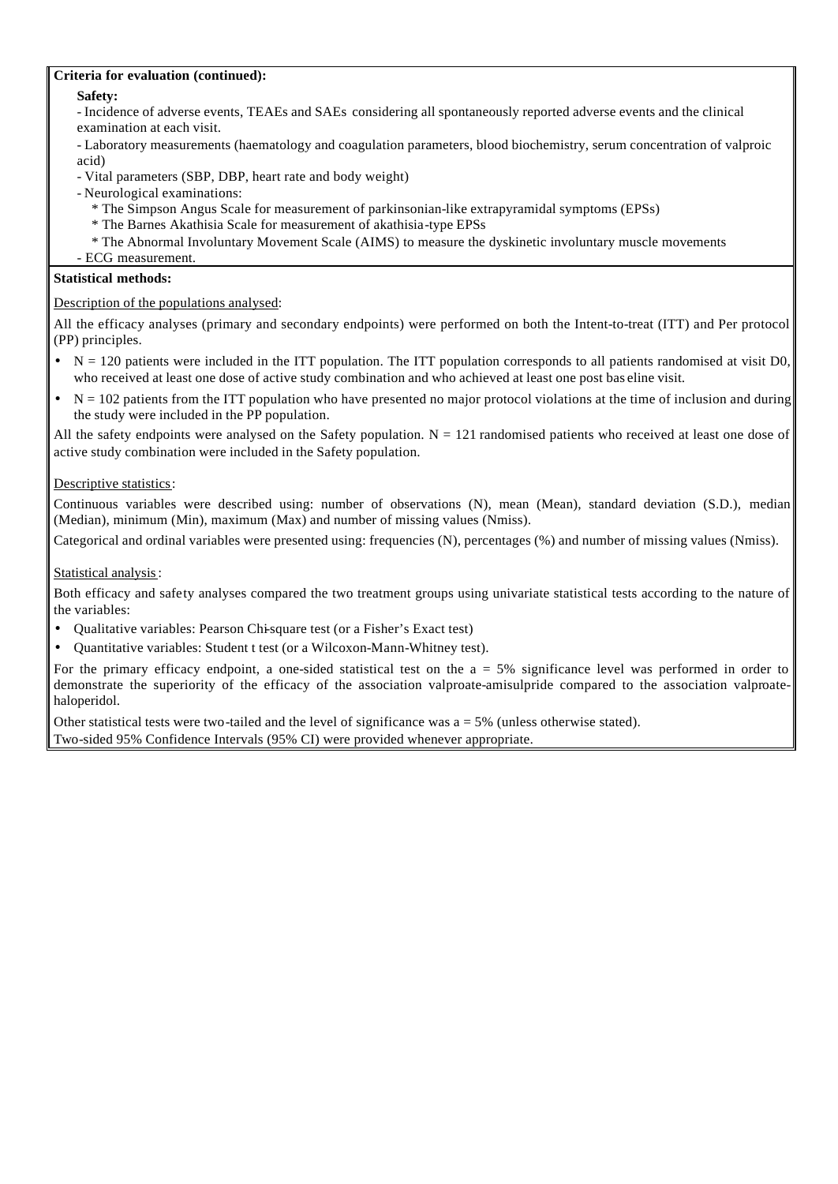**Criteria for evaluation (continued):**

**Safety:**

- Incidence of adverse events, TEAEs and SAEs considering all spontaneously reported adverse events and the clinical examination at each visit.
- Laboratory measurements (haematology and coagulation parameters, blood biochemistry, serum concentration of valproic acid)
- Vital parameters (SBP, DBP, heart rate and body weight)
- Neurological examinations:
  - * The Simpson Angus Scale for measurement of parkinsonian-like extrapyramidal symptoms (EPSs)
  - * The Barnes Akathisia Scale for measurement of akathisia-type EPSs
  - * The Abnormal Involuntary Movement Scale (AIMS) to measure the dyskinetic involuntary muscle movements
- ECG measurement.

**Statistical methods:**

Description of the populations analysed:

All the efficacy analyses (primary and secondary endpoints) were performed on both the Intent-to-treat (ITT) and Per protocol (PP) principles.

- N = 120 patients were included in the ITT population. The ITT population corresponds to all patients randomised at visit D0, who received at least one dose of active study combination and who achieved at least one post baseline visit.
- N = 102 patients from the ITT population who have presented no major protocol violations at the time of inclusion and during the study were included in the PP population.

All the safety endpoints were analysed on the Safety population. N = 121 randomised patients who received at least one dose of active study combination were included in the Safety population.

Descriptive statistics:

Continuous variables were described using: number of observations (N), mean (Mean), standard deviation (S.D.), median (Median), minimum (Min), maximum (Max) and number of missing values (Nmiss).

Categorical and ordinal variables were presented using: frequencies (N), percentages (%) and number of missing values (Nmiss).

Statistical analysis:

Both efficacy and safety analyses compared the two treatment groups using univariate statistical tests according to the nature of the variables:

- Qualitative variables: Pearson Chi-square test (or a Fisher's Exact test)
- Quantitative variables: Student t test (or a Wilcoxon-Mann-Whitney test).

For the primary efficacy endpoint, a one-sided statistical test on the a = 5% significance level was performed in order to demonstrate the superiority of the efficacy of the association valproate-amisulpride compared to the association valproate-haloperidol.

Other statistical tests were two-tailed and the level of significance was a = 5% (unless otherwise stated).
Two-sided 95% Confidence Intervals (95% CI) were provided whenever appropriate.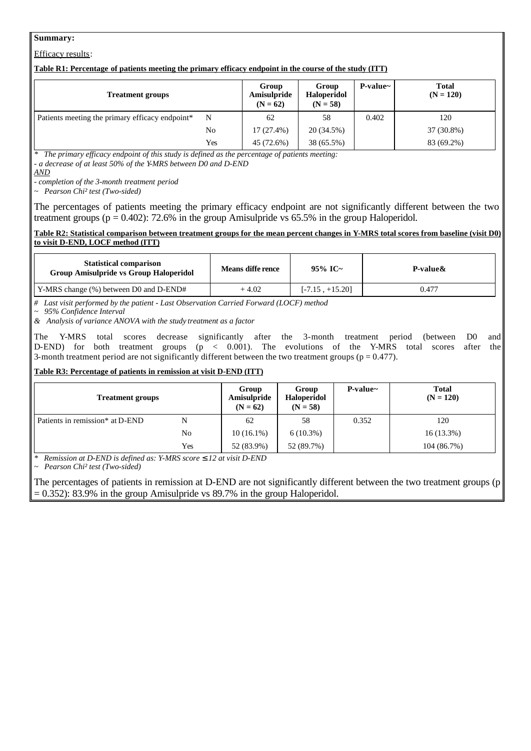**Summary:**

Efficacy results:

**Table R1: Percentage of patients meeting the primary efficacy endpoint in the course of the study (ITT)**

| Treatment groups | | Group Amisulpride (N = 62) | Group Haloperidol (N = 58) | P-value~ | Total (N = 120) |
|---|---|---|---|---|---|
| Patients meeting the primary efficacy endpoint* | N | 62 | 58 | 0.402 | 120 |
| | No | 17 (27.4%) | 20 (34.5%) | | 37 (30.8%) |
| | Yes | 45 (72.6%) | 38 (65.5%) | | 83 (69.2%) |

*\* The primary efficacy endpoint of this study is defined as the percentage of patients meeting:*
*- a decrease of at least 50% of the Y-MRS between D0 and D-END*
***AND***
*- completion of the 3-month treatment period*
*~ Pearson Chi² test (Two-sided)*

The percentages of patients meeting the primary efficacy endpoint are not significantly different between the two treatment groups ($p = 0.402$): 72.6% in the group Amisulpride vs 65.5% in the group Haloperidol.

**Table R2: Statistical comparison between treatment groups for the mean percent changes in Y-MRS total scores from baseline (visit D0) to visit D-END, LOCF method (ITT)**

| Statistical comparison Group Amisulpride vs Group Haloperidol | Means difference | 95% IC~ | P-value& |
|---|---|---|---|
| Y-MRS change (%) between D0 and D-END# | + 4.02 | [-7.15 , +15.20] | 0.477 |

*# Last visit performed by the patient - Last Observation Carried Forward (LOCF) method*
*~ 95% Confidence Interval*
*& Analysis of variance ANOVA with the study treatment as a factor*

The Y-MRS total scores decrease significantly after the 3-month treatment period (between D0 and D-END) for both treatment groups ($p < 0.001$). The evolutions of the Y-MRS total scores after the 3-month treatment period are not significantly different between the two treatment groups ($p = 0.477$).

**Table R3: Percentage of patients in remission at visit D-END (ITT)**

| Treatment groups | | Group Amisulpride (N = 62) | Group Haloperidol (N = 58) | P-value~ | Total (N = 120) |
|---|---|---|---|---|---|
| Patients in remission* at D-END | N | 62 | 58 | 0.352 | 120 |
| | No | 10 (16.1%) | 6 (10.3%) | | 16 (13.3%) |
| | Yes | 52 (83.9%) | 52 (89.7%) | | 104 (86.7%) |

*\* Remission at D-END is defined as: Y-MRS score ≤ 12 at visit D-END*
*~ Pearson Chi² test (Two-sided)*

The percentages of patients in remission at D-END are not significantly different between the two treatment groups ($p = 0.352$): 83.9% in the group Amisulpride vs 89.7% in the group Haloperidol.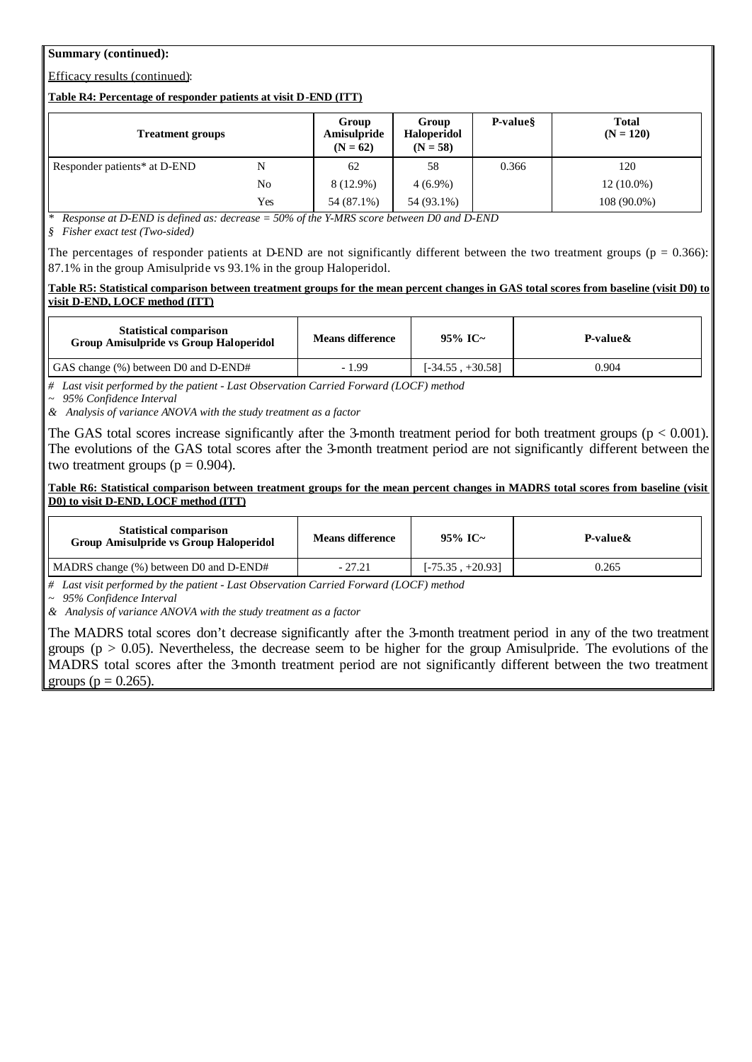**Summary (continued):**

Efficacy results (continued):

**Table R4: Percentage of responder patients at visit D-END (ITT)**

| Treatment groups | | Group Amisulpride (N = 62) | Group Haloperidol (N = 58) | P-value§ | Total (N = 120) |
|---|---|---|---|---|---|
| Responder patients* at D-END | N | 62 | 58 | 0.366 | 120 |
| | No | 8 (12.9%) | 4 (6.9%) | | 12 (10.0%) |
| | Yes | 54 (87.1%) | 54 (93.1%) | | 108 (90.0%) |

\* *Response at D-END is defined as: decrease = 50% of the Y-MRS score between D0 and D-END*

§ *Fisher exact test (Two-sided)*

The percentages of responder patients at D-END are not significantly different between the two treatment groups ($p = 0.366$): 87.1% in the group Amisulpride vs 93.1% in the group Haloperidol.

**Table R5: Statistical comparison between treatment groups for the mean percent changes in GAS total scores from baseline (visit D0) to visit D-END, LOCF method (ITT)**

| Statistical comparison Group Amisulpride vs Group Haloperidol | Means difference | 95% IC~ | P-value& |
|---|---|---|---|
| GAS change (%) between D0 and D-END# | - 1.99 | [-34.55 , +30.58] | 0.904 |

\# *Last visit performed by the patient - Last Observation Carried Forward (LOCF) method*

~ *95% Confidence Interval*

& *Analysis of variance ANOVA with the study treatment as a factor*

The GAS total scores increase significantly after the 3-month treatment period for both treatment groups ($p < 0.001$). The evolutions of the GAS total scores after the 3-month treatment period are not significantly different between the two treatment groups ($p = 0.904$).

**Table R6: Statistical comparison between treatment groups for the mean percent changes in MADRS total scores from baseline (visit D0) to visit D-END, LOCF method (ITT)**

| Statistical comparison Group Amisulpride vs Group Haloperidol | Means difference | 95% IC~ | P-value& |
|---|---|---|---|
| MADRS change (%) between D0 and D-END# | - 27.21 | [-75.35 , +20.93] | 0.265 |

\# *Last visit performed by the patient - Last Observation Carried Forward (LOCF) method*

~ *95% Confidence Interval*

& *Analysis of variance ANOVA with the study treatment as a factor*

The MADRS total scores don't decrease significantly after the 3-month treatment period in any of the two treatment groups ($p > 0.05$). Nevertheless, the decrease seem to be higher for the group Amisulpride. The evolutions of the MADRS total scores after the 3-month treatment period are not significantly different between the two treatment groups ($p = 0.265$).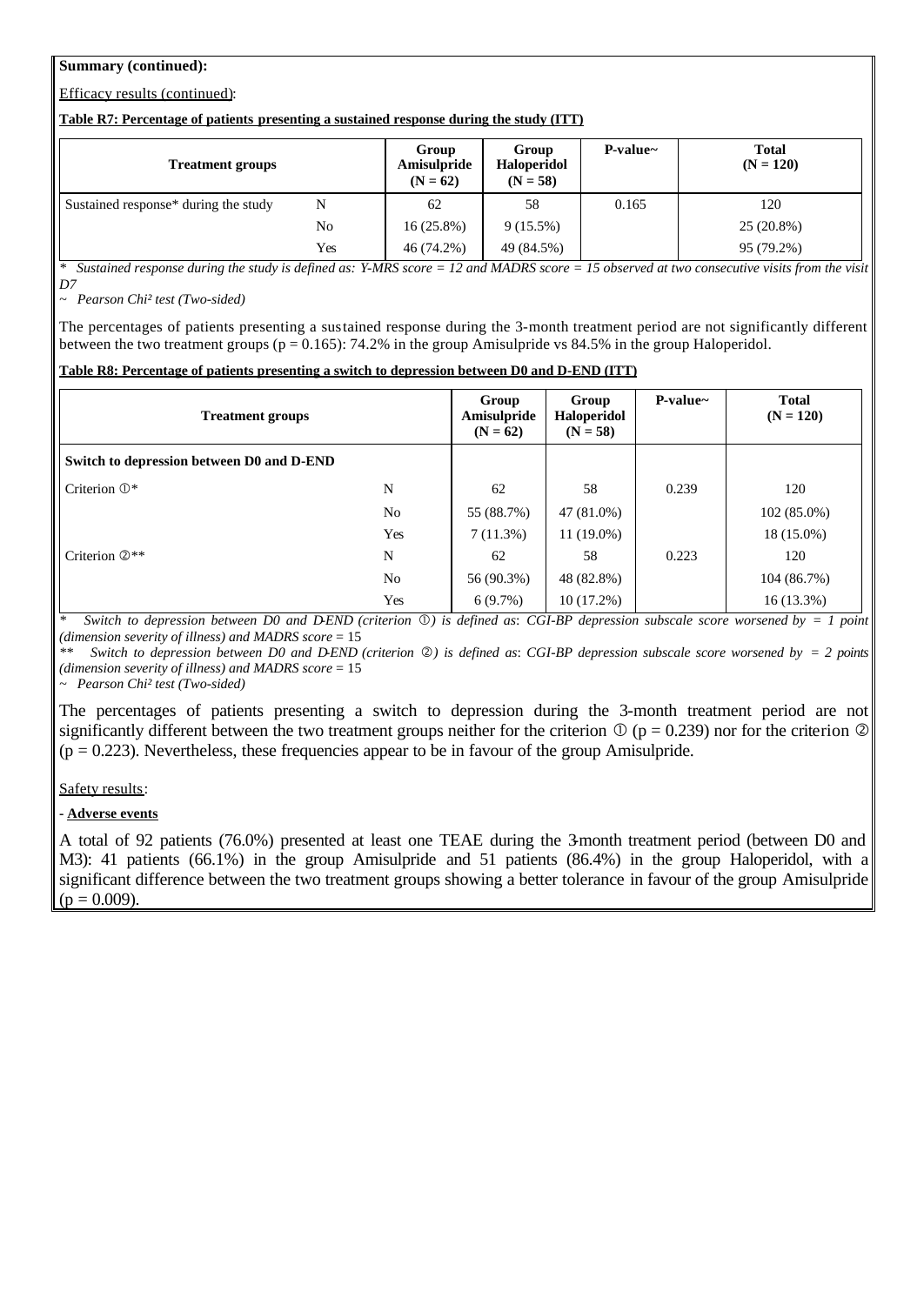**Summary (continued):**

Efficacy results (continued):

**Table R7: Percentage of patients presenting a sustained response during the study (ITT)**

| Treatment groups | | Group Amisulpride (N = 62) | Group Haloperidol (N = 58) | P-value~ | Total (N = 120) |
|---|---|---|---|---|---|
| Sustained response* during the study | N | 62 | 58 | 0.165 | 120 |
| | No | 16 (25.8%) | 9 (15.5%) | | 25 (20.8%) |
| | Yes | 46 (74.2%) | 49 (84.5%) | | 95 (79.2%) |

* *Sustained response during the study is defined as: Y-MRS score = 12 and MADRS score = 15 observed at two consecutive visits from the visit D7*

~ *Pearson Chi² test (Two-sided)*

The percentages of patients presenting a sustained response during the 3-month treatment period are not significantly different between the two treatment groups (p = 0.165): 74.2% in the group Amisulpride vs 84.5% in the group Haloperidol.

**Table R8: Percentage of patients presenting a switch to depression between D0 and D-END (ITT)**

| Treatment groups | | Group Amisulpride (N = 62) | Group Haloperidol (N = 58) | P-value~ | Total (N = 120) |
|---|---|---|---|---|---|
| **Switch to depression between D0 and D-END** | | | | | |
| Criterion ①* | N | 62 | 58 | 0.239 | 120 |
| | No | 55 (88.7%) | 47 (81.0%) | | 102 (85.0%) |
| | Yes | 7 (11.3%) | 11 (19.0%) | | 18 (15.0%) |
| Criterion ②** | N | 62 | 58 | 0.223 | 120 |
| | No | 56 (90.3%) | 48 (82.8%) | | 104 (86.7%) |
| | Yes | 6 (9.7%) | 10 (17.2%) | | 16 (13.3%) |

* *Switch to depression between D0 and D-END (criterion ①) is defined as: CGI-BP depression subscale score worsened by = 1 point (dimension severity of illness) and MADRS score* = 15

** *Switch to depression between D0 and D-END (criterion ②) is defined as: CGI-BP depression subscale score worsened by = 2 points (dimension severity of illness) and MADRS score* = 15

~ *Pearson Chi² test (Two-sided)*

The percentages of patients presenting a switch to depression during the 3-month treatment period are not significantly different between the two treatment groups neither for the criterion ① (p = 0.239) nor for the criterion ② (p = 0.223). Nevertheless, these frequencies appear to be in favour of the group Amisulpride.

Safety results:

- **Adverse events**

A total of 92 patients (76.0%) presented at least one TEAE during the 3-month treatment period (between D0 and M3): 41 patients (66.1%) in the group Amisulpride and 51 patients (86.4%) in the group Haloperidol, with a significant difference between the two treatment groups showing a better tolerance in favour of the group Amisulpride (p = 0.009).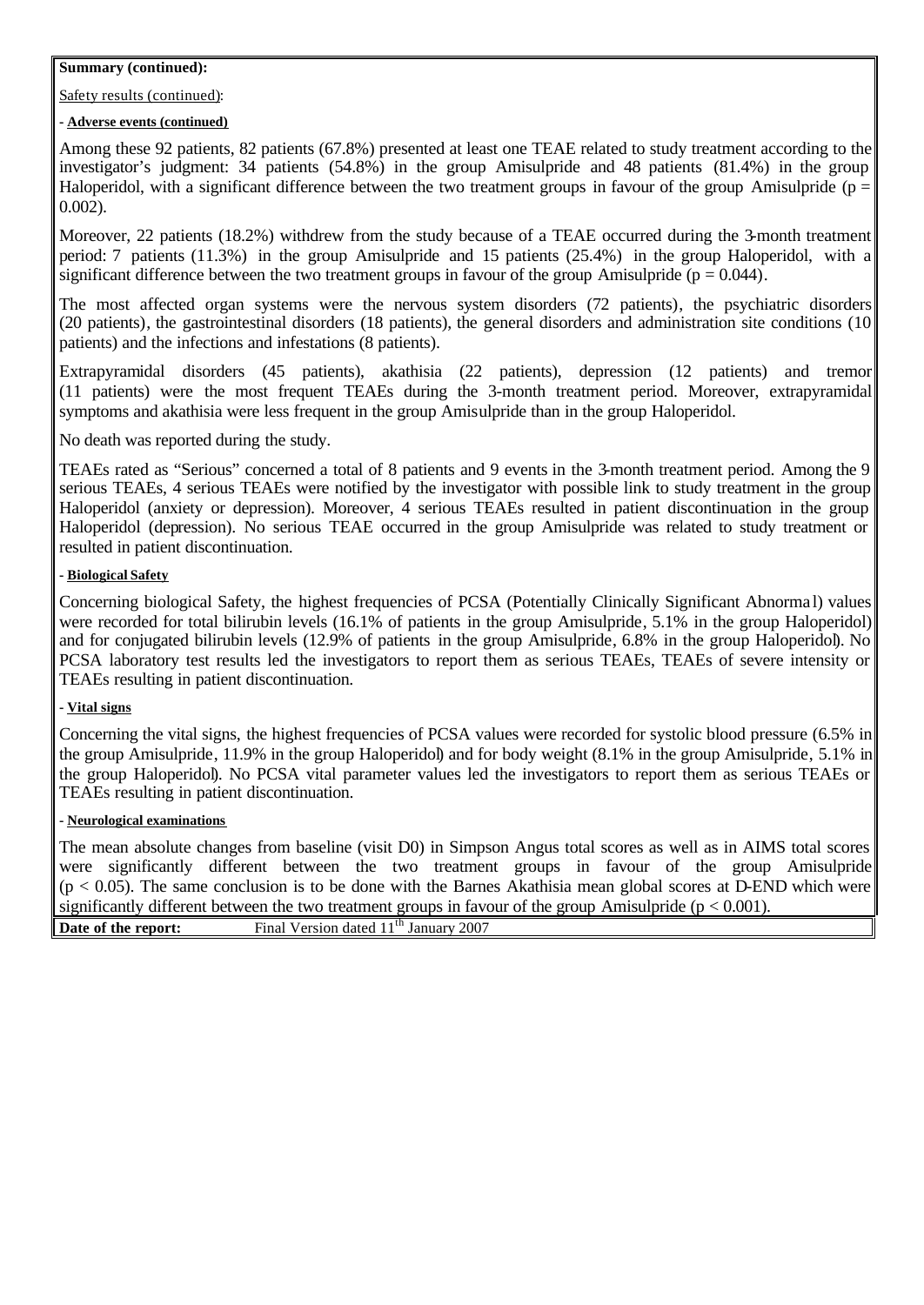**Summary (continued):**

Safety results (continued):

- **Adverse events (continued)**

Among these 92 patients, 82 patients (67.8%) presented at least one TEAE related to study treatment according to the investigator's judgment: 34 patients (54.8%) in the group Amisulpride and 48 patients (81.4%) in the group Haloperidol, with a significant difference between the two treatment groups in favour of the group Amisulpride ($p = 0.002$).

Moreover, 22 patients (18.2%) withdrew from the study because of a TEAE occurred during the 3-month treatment period: 7 patients (11.3%) in the group Amisulpride and 15 patients (25.4%) in the group Haloperidol, with a significant difference between the two treatment groups in favour of the group Amisulpride ($p = 0.044$).

The most affected organ systems were the nervous system disorders (72 patients), the psychiatric disorders (20 patients), the gastrointestinal disorders (18 patients), the general disorders and administration site conditions (10 patients) and the infections and infestations (8 patients).

Extrapyramidal disorders (45 patients), akathisia (22 patients), depression (12 patients) and tremor (11 patients) were the most frequent TEAEs during the 3-month treatment period. Moreover, extrapyramidal symptoms and akathisia were less frequent in the group Amisulpride than in the group Haloperidol.

No death was reported during the study.

TEAEs rated as "Serious" concerned a total of 8 patients and 9 events in the 3-month treatment period. Among the 9 serious TEAEs, 4 serious TEAEs were notified by the investigator with possible link to study treatment in the group Haloperidol (anxiety or depression). Moreover, 4 serious TEAEs resulted in patient discontinuation in the group Haloperidol (depression). No serious TEAE occurred in the group Amisulpride was related to study treatment or resulted in patient discontinuation.

- **Biological Safety**

Concerning biological Safety, the highest frequencies of PCSA (Potentially Clinically Significant Abnormal) values were recorded for total bilirubin levels (16.1% of patients in the group Amisulpride, 5.1% in the group Haloperidol) and for conjugated bilirubin levels (12.9% of patients in the group Amisulpride, 6.8% in the group Haloperidol). No PCSA laboratory test results led the investigators to report them as serious TEAEs, TEAEs of severe intensity or TEAEs resulting in patient discontinuation.

- **Vital signs**

Concerning the vital signs, the highest frequencies of PCSA values were recorded for systolic blood pressure (6.5% in the group Amisulpride, 11.9% in the group Haloperidol) and for body weight (8.1% in the group Amisulpride, 5.1% in the group Haloperidol). No PCSA vital parameter values led the investigators to report them as serious TEAEs or TEAEs resulting in patient discontinuation.

- **Neurological examinations**

The mean absolute changes from baseline (visit D0) in Simpson Angus total scores as well as in AIMS total scores were significantly different between the two treatment groups in favour of the group Amisulpride ($p < 0.05$). The same conclusion is to be done with the Barnes Akathisia mean global scores at D-END which were significantly different between the two treatment groups in favour of the group Amisulpride ($p < 0.001$).

**Date of the report:** Final Version dated 11th January 2007